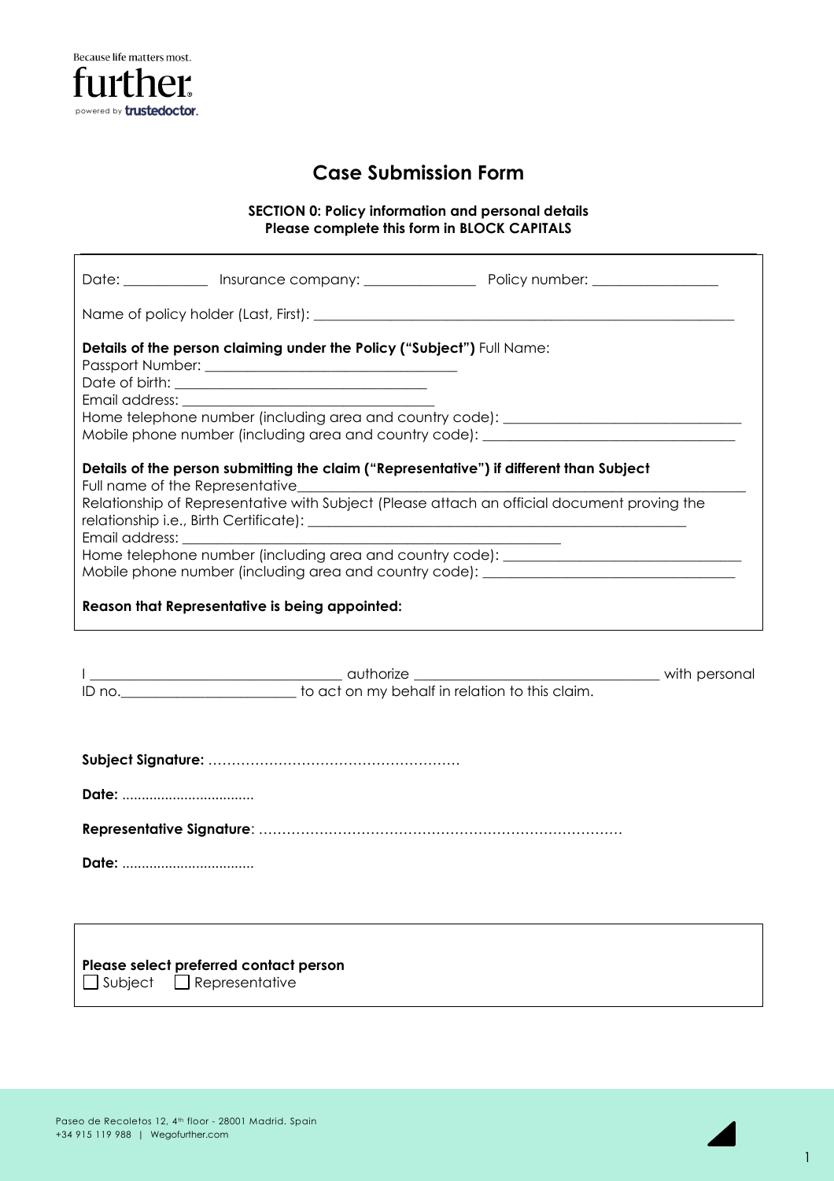Because life matters most.

further

powered by trustedoctor.

# Case Submission Form

**SECTION 0: Policy information and personal details**
**Please complete this form in BLOCK CAPITALS**

Date: ___________ Insurance company: _______________ Policy number: _________________

Name of policy holder (Last, First): ____________________________________________________________

**Details of the person claiming under the Policy ("Subject")** Full Name:
Passport Number: __________________________________
Date of birth: __________________________________
Email address: __________________________________
Home telephone number (including area and country code): ________________________________
Mobile phone number (including area and country code): _________________________________

**Details of the person submitting the claim ("Representative") if different than Subject**
Full name of the Representative____________________________________________________________
Relationship of Representative with Subject (Please attach an official document proving the relationship i.e., Birth Certificate): ______________________________________________________
Email address: _______________________________________________
Home telephone number (including area and country code): ________________________________
Mobile phone number (including area and country code): _________________________________

**Reason that Representative is being appointed:**

I _________________________________ authorize _________________________________ with personal ID no.________________________ to act on my behalf in relation to this claim.

**Subject Signature:** ……………………………………………….

**Date:** ……………………………

**Representative Signature**: …………………………………………………………………….

**Date:** ……………………………

**Please select preferred contact person**
☐ Subject ☐ Representative

Paseo de Recoletos 12, 4th floor - 28001 Madrid. Spain
+34 915 119 988 | Wegofurther.com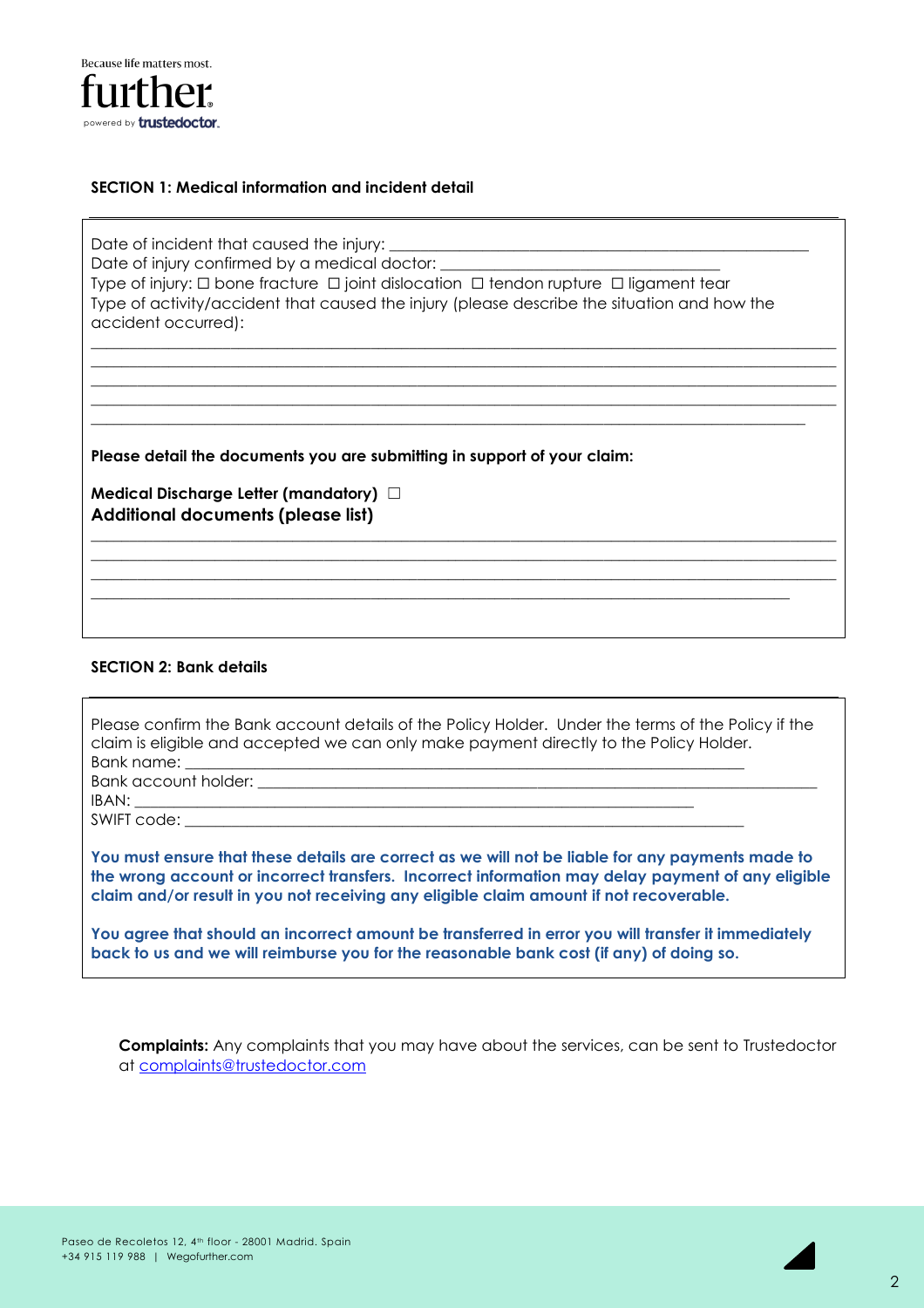Because life matters most.

further

powered by trustedoctor.

## SECTION 1: Medical information and incident detail

Date of incident that caused the injury: ____________________________________________

Date of injury confirmed by a medical doctor: ______________________________

Type of injury: ☐ bone fracture ☐ joint dislocation ☐ tendon rupture ☐ ligament tear

Type of activity/accident that caused the injury (please describe the situation and how the accident occurred):

______________________________________________________________________________

______________________________________________________________________________

______________________________________________________________________________

______________________________________________________________________________

______________________________________________________________________________

**Please detail the documents you are submitting in support of your claim:**

**Medical Discharge Letter (mandatory)** ☐

**Additional documents (please list)**

______________________________________________________________________________

______________________________________________________________________________

______________________________________________________________________________

______________________________________________________________________________

## SECTION 2: Bank details

Please confirm the Bank account details of the Policy Holder. Under the terms of the Policy if the claim is eligible and accepted we can only make payment directly to the Policy Holder.

Bank name: ______________________________________________________________

Bank account holder: ______________________________________________________

IBAN: __________________________________________________________________

SWIFT code: _____________________________________________________________

**You must ensure that these details are correct as we will not be liable for any payments made to the wrong account or incorrect transfers. Incorrect information may delay payment of any eligible claim and/or result in you not receiving any eligible claim amount if not recoverable.**

**You agree that should an incorrect amount be transferred in error you will transfer it immediately back to us and we will reimburse you for the reasonable bank cost (if any) of doing so.**

**Complaints:** Any complaints that you may have about the services, can be sent to Trustedoctor at complaints@trustedoctor.com

Paseo de Recoletos 12, 4th floor - 28001 Madrid. Spain
+34 915 119 988 | Wegofurther.com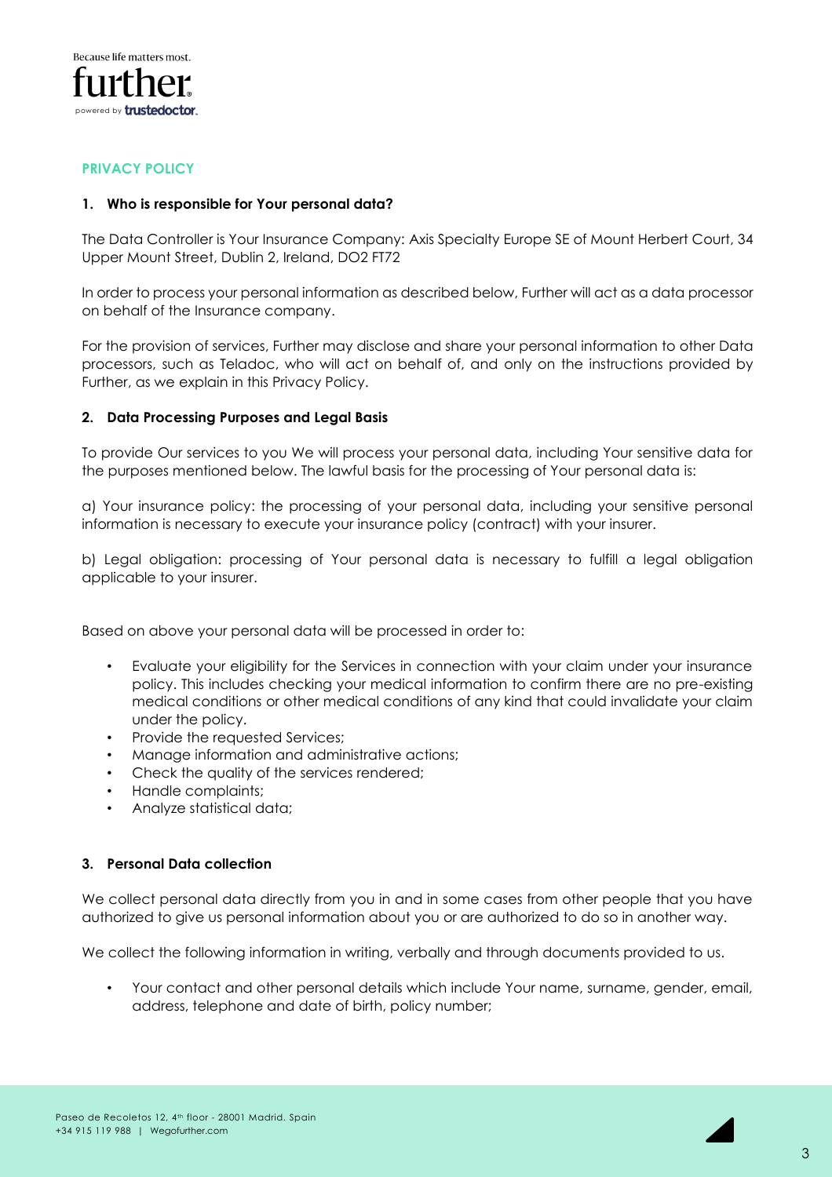## PRIVACY POLICY

### 1. Who is responsible for Your personal data?

The Data Controller is Your Insurance Company: Axis Specialty Europe SE of Mount Herbert Court, 34 Upper Mount Street, Dublin 2, Ireland, DO2 FT72

In order to process your personal information as described below, Further will act as a data processor on behalf of the Insurance company.

For the provision of services, Further may disclose and share your personal information to other Data processors, such as Teladoc, who will act on behalf of, and only on the instructions provided by Further, as we explain in this Privacy Policy.

### 2. Data Processing Purposes and Legal Basis

To provide Our services to you We will process your personal data, including Your sensitive data for the purposes mentioned below. The lawful basis for the processing of Your personal data is:

a) Your insurance policy: the processing of your personal data, including your sensitive personal information is necessary to execute your insurance policy (contract) with your insurer.

b) Legal obligation: processing of Your personal data is necessary to fulfill a legal obligation applicable to your insurer.

Based on above your personal data will be processed in order to:

- Evaluate your eligibility for the Services in connection with your claim under your insurance policy. This includes checking your medical information to confirm there are no pre-existing medical conditions or other medical conditions of any kind that could invalidate your claim under the policy.
- Provide the requested Services;
- Manage information and administrative actions;
- Check the quality of the services rendered;
- Handle complaints;
- Analyze statistical data;

### 3. Personal Data collection

We collect personal data directly from you in and in some cases from other people that you have authorized to give us personal information about you or are authorized to do so in another way.

We collect the following information in writing, verbally and through documents provided to us.

- Your contact and other personal details which include Your name, surname, gender, email, address, telephone and date of birth, policy number;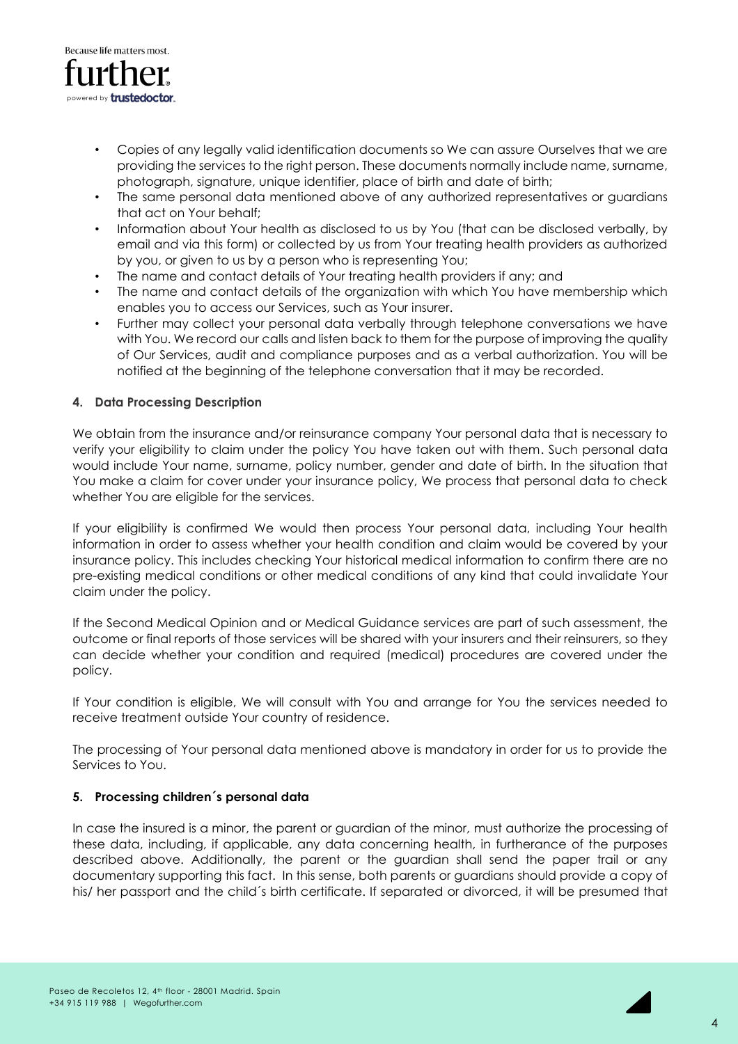- Copies of any legally valid identification documents so We can assure Ourselves that we are providing the services to the right person. These documents normally include name, surname, photograph, signature, unique identifier, place of birth and date of birth;
- The same personal data mentioned above of any authorized representatives or guardians that act on Your behalf;
- Information about Your health as disclosed to us by You (that can be disclosed verbally, by email and via this form) or collected by us from Your treating health providers as authorized by you, or given to us by a person who is representing You;
- The name and contact details of Your treating health providers if any; and
- The name and contact details of the organization with which You have membership which enables you to access our Services, such as Your insurer.
- Further may collect your personal data verbally through telephone conversations we have with You. We record our calls and listen back to them for the purpose of improving the quality of Our Services, audit and compliance purposes and as a verbal authorization. You will be notified at the beginning of the telephone conversation that it may be recorded.

## 4. Data Processing Description

We obtain from the insurance and/or reinsurance company Your personal data that is necessary to verify your eligibility to claim under the policy You have taken out with them. Such personal data would include Your name, surname, policy number, gender and date of birth. In the situation that You make a claim for cover under your insurance policy, We process that personal data to check whether You are eligible for the services.

If your eligibility is confirmed We would then process Your personal data, including Your health information in order to assess whether your health condition and claim would be covered by your insurance policy. This includes checking Your historical medical information to confirm there are no pre-existing medical conditions or other medical conditions of any kind that could invalidate Your claim under the policy.

If the Second Medical Opinion and or Medical Guidance services are part of such assessment, the outcome or final reports of those services will be shared with your insurers and their reinsurers, so they can decide whether your condition and required (medical) procedures are covered under the policy.

If Your condition is eligible, We will consult with You and arrange for You the services needed to receive treatment outside Your country of residence.

The processing of Your personal data mentioned above is mandatory in order for us to provide the Services to You.

## 5. Processing children´s personal data

In case the insured is a minor, the parent or guardian of the minor, must authorize the processing of these data, including, if applicable, any data concerning health, in furtherance of the purposes described above. Additionally, the parent or the guardian shall send the paper trail or any documentary supporting this fact. In this sense, both parents or guardians should provide a copy of his/ her passport and the child´s birth certificate. If separated or divorced, it will be presumed that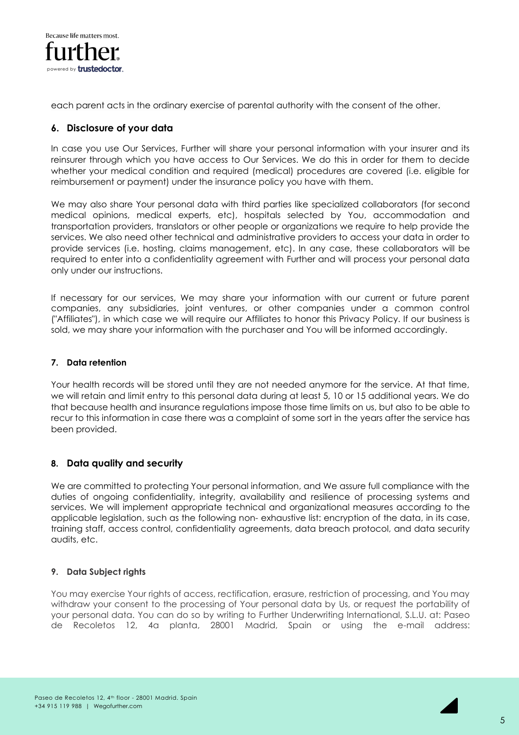each parent acts in the ordinary exercise of parental authority with the consent of the other.

## 6. Disclosure of your data

In case you use Our Services, Further will share your personal information with your insurer and its reinsurer through which you have access to Our Services. We do this in order for them to decide whether your medical condition and required (medical) procedures are covered (i.e. eligible for reimbursement or payment) under the insurance policy you have with them.

We may also share Your personal data with third parties like specialized collaborators (for second medical opinions, medical experts, etc), hospitals selected by You, accommodation and transportation providers, translators or other people or organizations we require to help provide the services. We also need other technical and administrative providers to access your data in order to provide services (i.e. hosting, claims management, etc). In any case, these collaborators will be required to enter into a confidentiality agreement with Further and will process your personal data only under our instructions.

If necessary for our services, We may share your information with our current or future parent companies, any subsidiaries, joint ventures, or other companies under a common control ("Affiliates"), in which case we will require our Affiliates to honor this Privacy Policy. If our business is sold, we may share your information with the purchaser and You will be informed accordingly.

## 7. Data retention

Your health records will be stored until they are not needed anymore for the service. At that time, we will retain and limit entry to this personal data during at least 5, 10 or 15 additional years. We do that because health and insurance regulations impose those time limits on us, but also to be able to recur to this information in case there was a complaint of some sort in the years after the service has been provided.

## 8. Data quality and security

We are committed to protecting Your personal information, and We assure full compliance with the duties of ongoing confidentiality, integrity, availability and resilience of processing systems and services. We will implement appropriate technical and organizational measures according to the applicable legislation, such as the following non- exhaustive list: encryption of the data, in its case, training staff, access control, confidentiality agreements, data breach protocol, and data security audits, etc.

## 9. Data Subject rights

You may exercise Your rights of access, rectification, erasure, restriction of processing, and You may withdraw your consent to the processing of Your personal data by Us, or request the portability of your personal data. You can do so by writing to Further Underwriting International, S.L.U. at: Paseo de Recoletos 12, 4a planta, 28001 Madrid, Spain or using the e-mail address: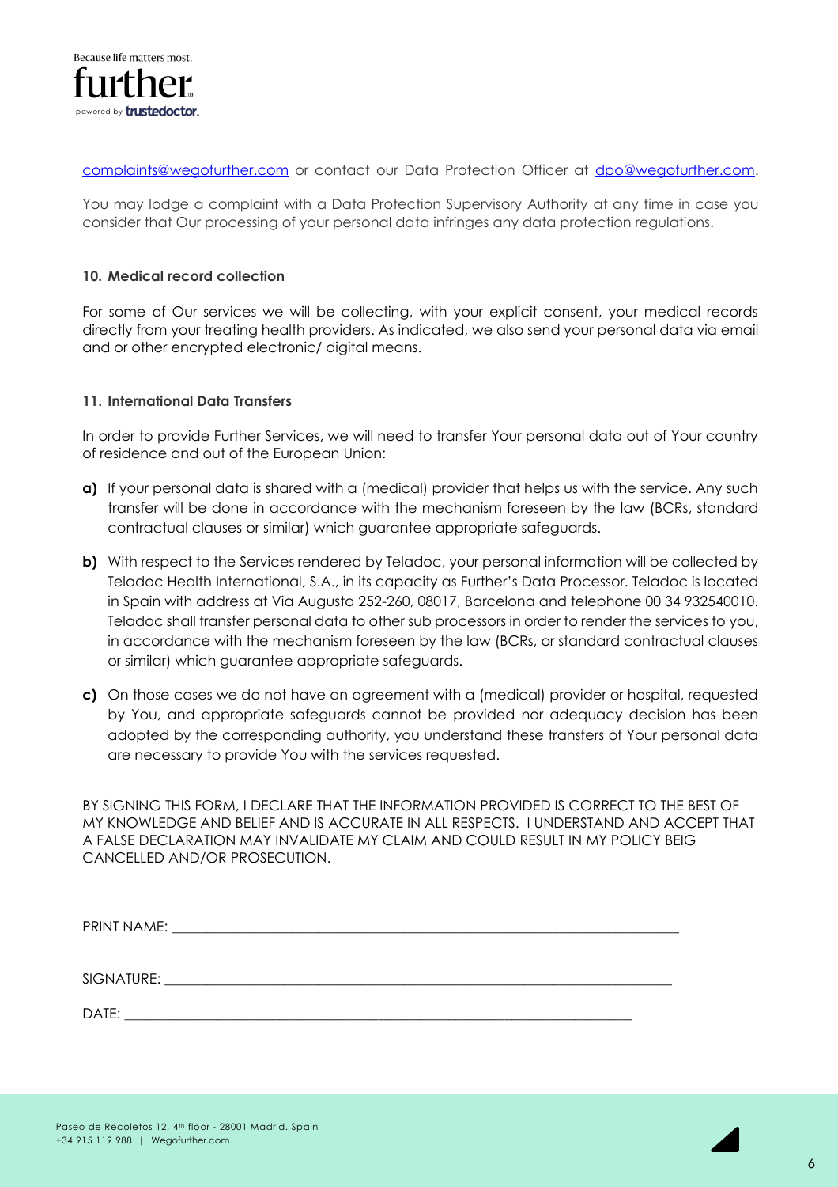complaints@wegofurther.com or contact our Data Protection Officer at dpo@wegofurther.com.

You may lodge a complaint with a Data Protection Supervisory Authority at any time in case you consider that Our processing of your personal data infringes any data protection regulations.

**10. Medical record collection**

For some of Our services we will be collecting, with your explicit consent, your medical records directly from your treating health providers. As indicated, we also send your personal data via email and or other encrypted electronic/ digital means.

**11. International Data Transfers**

In order to provide Further Services, we will need to transfer Your personal data out of Your country of residence and out of the European Union:

**a)** If your personal data is shared with a (medical) provider that helps us with the service. Any such transfer will be done in accordance with the mechanism foreseen by the law (BCRs, standard contractual clauses or similar) which guarantee appropriate safeguards.

**b)** With respect to the Services rendered by Teladoc, your personal information will be collected by Teladoc Health International, S.A., in its capacity as Further's Data Processor. Teladoc is located in Spain with address at Via Augusta 252-260, 08017, Barcelona and telephone 00 34 932540010. Teladoc shall transfer personal data to other sub processors in order to render the services to you, in accordance with the mechanism foreseen by the law (BCRs, or standard contractual clauses or similar) which guarantee appropriate safeguards.

**c)** On those cases we do not have an agreement with a (medical) provider or hospital, requested by You, and appropriate safeguards cannot be provided nor adequacy decision has been adopted by the corresponding authority, you understand these transfers of Your personal data are necessary to provide You with the services requested.

BY SIGNING THIS FORM, I DECLARE THAT THE INFORMATION PROVIDED IS CORRECT TO THE BEST OF MY KNOWLEDGE AND BELIEF AND IS ACCURATE IN ALL RESPECTS. I UNDERSTAND AND ACCEPT THAT A FALSE DECLARATION MAY INVALIDATE MY CLAIM AND COULD RESULT IN MY POLICY BEIG CANCELLED AND/OR PROSECUTION.

PRINT NAME: ______________________________________________________________

SIGNATURE: ______________________________________________________________

DATE: ______________________________________________________________